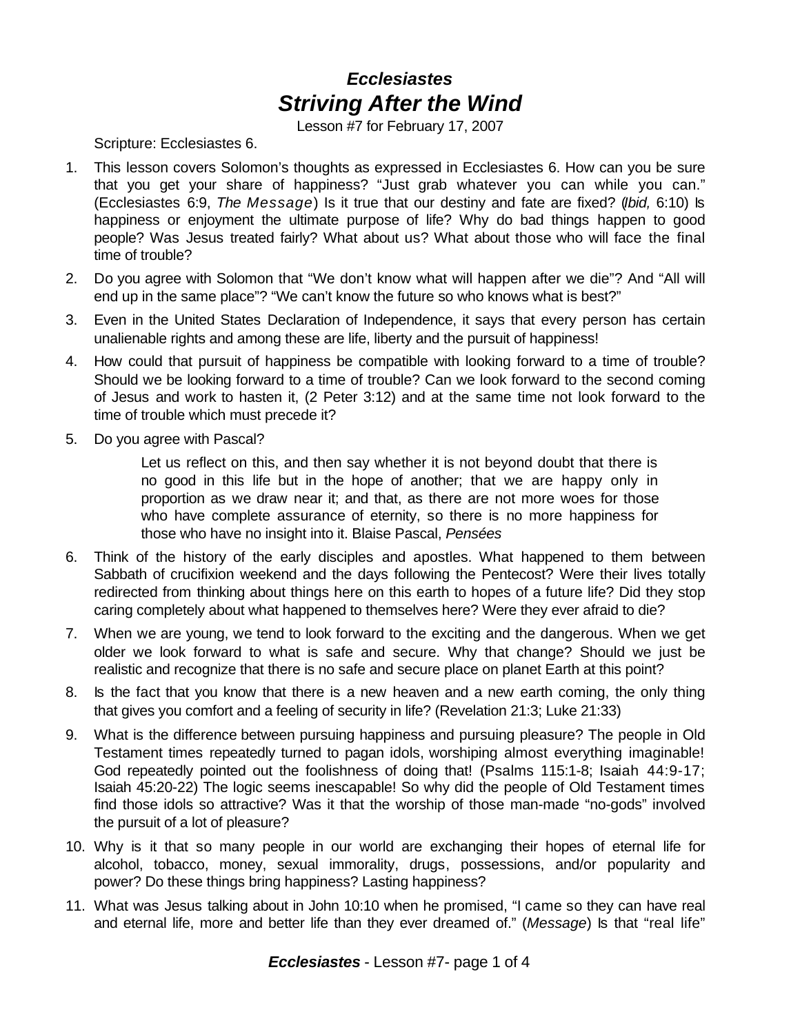# *Ecclesiastes*
# *Striving After the Wind*

Lesson #7 for February 17, 2007

Scripture: Ecclesiastes 6.

1. This lesson covers Solomon's thoughts as expressed in Ecclesiastes 6. How can you be sure that you get your share of happiness? "Just grab whatever you can while you can." (Ecclesiastes 6:9, *The Message*) Is it true that our destiny and fate are fixed? (*Ibid,* 6:10) Is happiness or enjoyment the ultimate purpose of life? Why do bad things happen to good people? Was Jesus treated fairly? What about us? What about those who will face the final time of trouble?

2. Do you agree with Solomon that "We don't know what will happen after we die"? And "All will end up in the same place"? "We can't know the future so who knows what is best?"

3. Even in the United States Declaration of Independence, it says that every person has certain unalienable rights and among these are life, liberty and the pursuit of happiness!

4. How could that pursuit of happiness be compatible with looking forward to a time of trouble? Should we be looking forward to a time of trouble? Can we look forward to the second coming of Jesus and work to hasten it, (2 Peter 3:12) and at the same time not look forward to the time of trouble which must precede it?

5. Do you agree with Pascal?

   > Let us reflect on this, and then say whether it is not beyond doubt that there is no good in this life but in the hope of another; that we are happy only in proportion as we draw near it; and that, as there are not more woes for those who have complete assurance of eternity, so there is no more happiness for those who have no insight into it. Blaise Pascal, *Pensées*

6. Think of the history of the early disciples and apostles. What happened to them between Sabbath of crucifixion weekend and the days following the Pentecost? Were their lives totally redirected from thinking about things here on this earth to hopes of a future life? Did they stop caring completely about what happened to themselves here? Were they ever afraid to die?

7. When we are young, we tend to look forward to the exciting and the dangerous. When we get older we look forward to what is safe and secure. Why that change? Should we just be realistic and recognize that there is no safe and secure place on planet Earth at this point?

8. Is the fact that you know that there is a new heaven and a new earth coming, the only thing that gives you comfort and a feeling of security in life? (Revelation 21:3; Luke 21:33)

9. What is the difference between pursuing happiness and pursuing pleasure? The people in Old Testament times repeatedly turned to pagan idols, worshiping almost everything imaginable! God repeatedly pointed out the foolishness of doing that! (Psalms 115:1-8; Isaiah 44:9-17; Isaiah 45:20-22) The logic seems inescapable! So why did the people of Old Testament times find those idols so attractive? Was it that the worship of those man-made "no-gods" involved the pursuit of a lot of pleasure?

10. Why is it that so many people in our world are exchanging their hopes of eternal life for alcohol, tobacco, money, sexual immorality, drugs, possessions, and/or popularity and power? Do these things bring happiness? Lasting happiness?

11. What was Jesus talking about in John 10:10 when he promised, "I came so they can have real and eternal life, more and better life than they ever dreamed of." (*Message*) Is that "real life"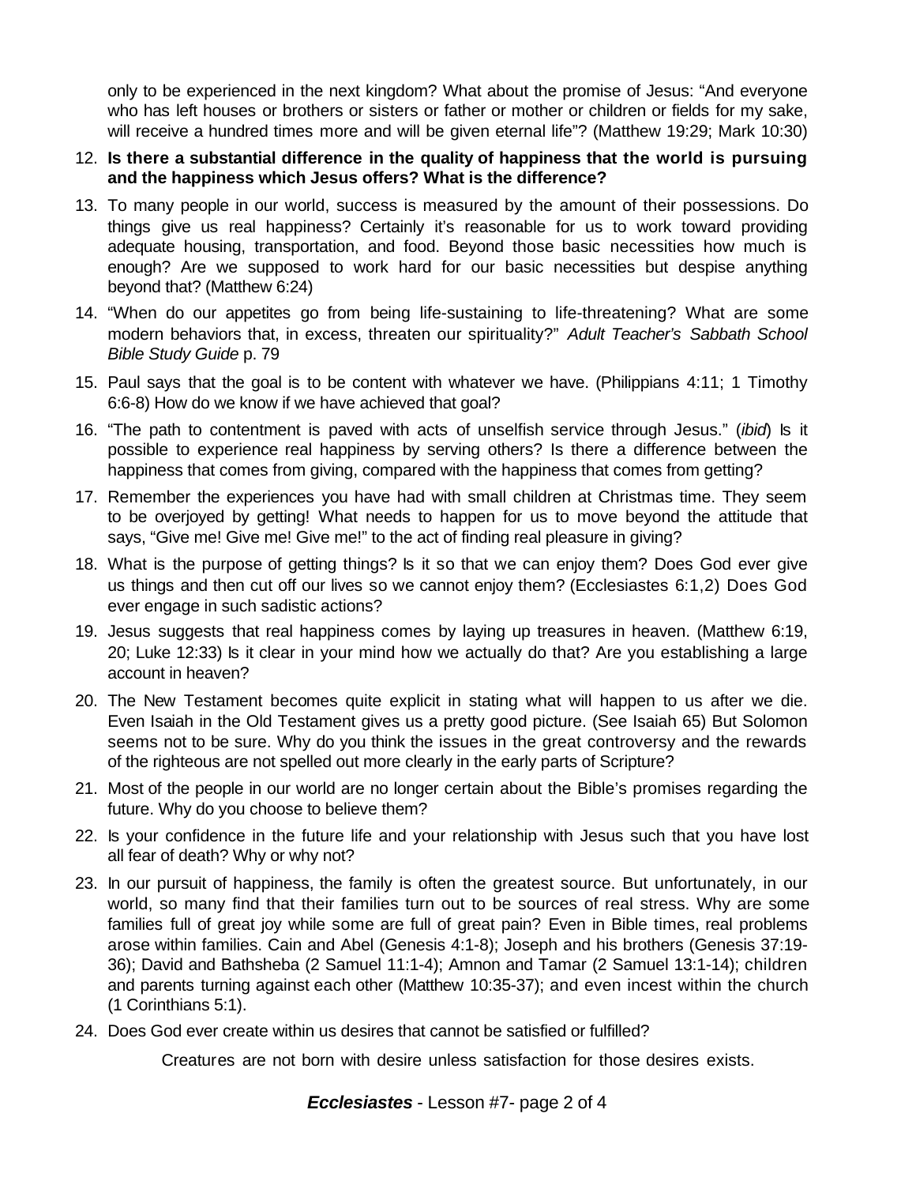only to be experienced in the next kingdom? What about the promise of Jesus: "And everyone who has left houses or brothers or sisters or father or mother or children or fields for my sake, will receive a hundred times more and will be given eternal life"? (Matthew 19:29; Mark 10:30)

12. **Is there a substantial difference in the quality of happiness that the world is pursuing and the happiness which Jesus offers? What is the difference?**
13. To many people in our world, success is measured by the amount of their possessions. Do things give us real happiness? Certainly it's reasonable for us to work toward providing adequate housing, transportation, and food. Beyond those basic necessities how much is enough? Are we supposed to work hard for our basic necessities but despise anything beyond that? (Matthew 6:24)
14. "When do our appetites go from being life-sustaining to life-threatening? What are some modern behaviors that, in excess, threaten our spirituality?" *Adult Teacher's Sabbath School Bible Study Guide* p. 79
15. Paul says that the goal is to be content with whatever we have. (Philippians 4:11; 1 Timothy 6:6-8) How do we know if we have achieved that goal?
16. "The path to contentment is paved with acts of unselfish service through Jesus." (*ibid*) Is it possible to experience real happiness by serving others? Is there a difference between the happiness that comes from giving, compared with the happiness that comes from getting?
17. Remember the experiences you have had with small children at Christmas time. They seem to be overjoyed by getting! What needs to happen for us to move beyond the attitude that says, "Give me! Give me! Give me!" to the act of finding real pleasure in giving?
18. What is the purpose of getting things? Is it so that we can enjoy them? Does God ever give us things and then cut off our lives so we cannot enjoy them? (Ecclesiastes 6:1,2) Does God ever engage in such sadistic actions?
19. Jesus suggests that real happiness comes by laying up treasures in heaven. (Matthew 6:19, 20; Luke 12:33) Is it clear in your mind how we actually do that? Are you establishing a large account in heaven?
20. The New Testament becomes quite explicit in stating what will happen to us after we die. Even Isaiah in the Old Testament gives us a pretty good picture. (See Isaiah 65) But Solomon seems not to be sure. Why do you think the issues in the great controversy and the rewards of the righteous are not spelled out more clearly in the early parts of Scripture?
21. Most of the people in our world are no longer certain about the Bible's promises regarding the future. Why do you choose to believe them?
22. Is your confidence in the future life and your relationship with Jesus such that you have lost all fear of death? Why or why not?
23. In our pursuit of happiness, the family is often the greatest source. But unfortunately, in our world, so many find that their families turn out to be sources of real stress. Why are some families full of great joy while some are full of great pain? Even in Bible times, real problems arose within families. Cain and Abel (Genesis 4:1-8); Joseph and his brothers (Genesis 37:19-36); David and Bathsheba (2 Samuel 11:1-4); Amnon and Tamar (2 Samuel 13:1-14); children and parents turning against each other (Matthew 10:35-37); and even incest within the church (1 Corinthians 5:1).
24. Does God ever create within us desires that cannot be satisfied or fulfilled?

    Creatures are not born with desire unless satisfaction for those desires exists.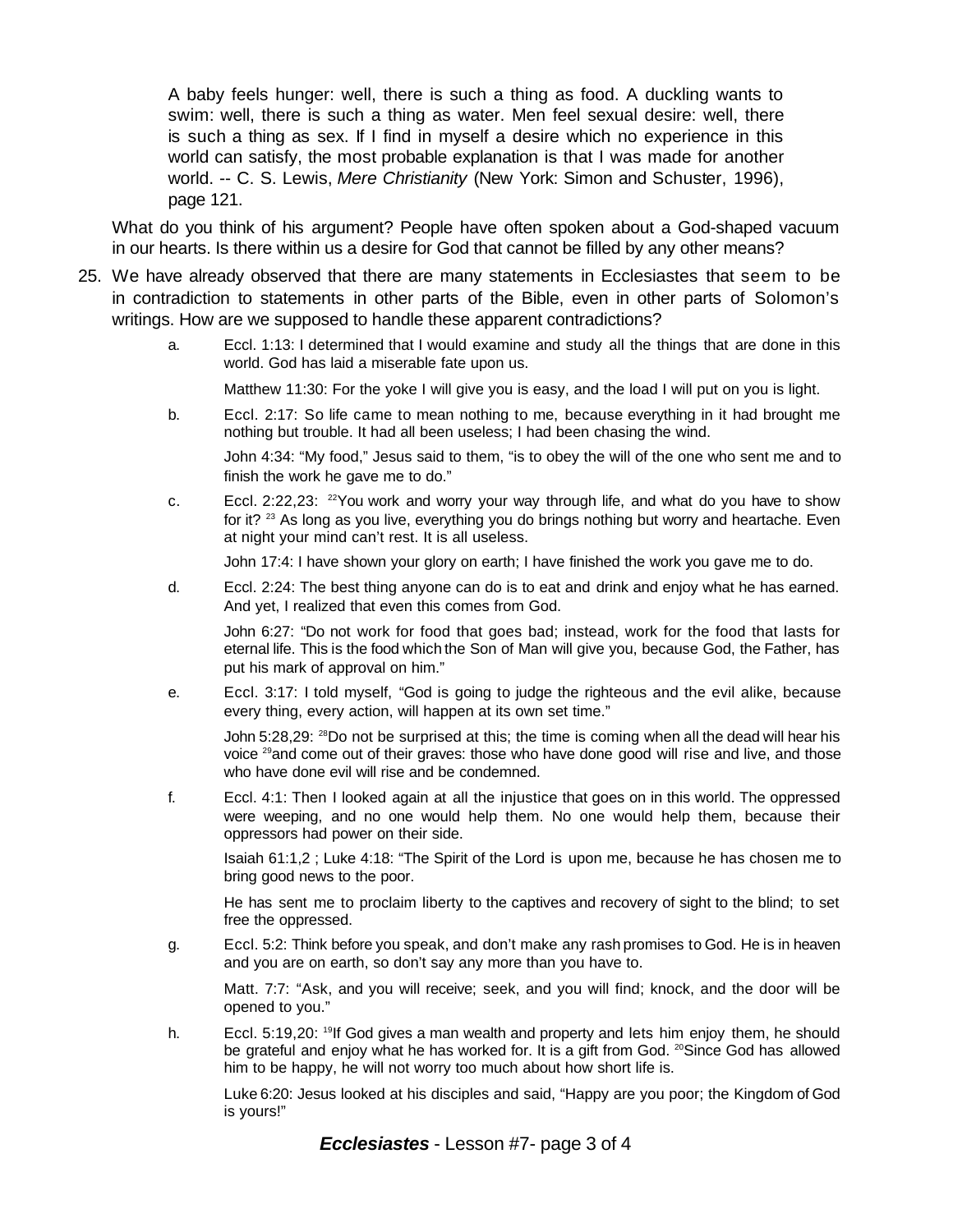> A baby feels hunger: well, there is such a thing as food. A duckling wants to swim: well, there is such a thing as water. Men feel sexual desire: well, there is such a thing as sex. If I find in myself a desire which no experience in this world can satisfy, the most probable explanation is that I was made for another world. -- C. S. Lewis, *Mere Christianity* (New York: Simon and Schuster, 1996), page 121.

What do you think of his argument? People have often spoken about a God-shaped vacuum in our hearts. Is there within us a desire for God that cannot be filled by any other means?

25. We have already observed that there are many statements in Ecclesiastes that seem to be in contradiction to statements in other parts of the Bible, even in other parts of Solomon's writings. How are we supposed to handle these apparent contradictions?

    a. Eccl. 1:13: I determined that I would examine and study all the things that are done in this world. God has laid a miserable fate upon us.

       Matthew 11:30: For the yoke I will give you is easy, and the load I will put on you is light.

    b. Eccl. 2:17: So life came to mean nothing to me, because everything in it had brought me nothing but trouble. It had all been useless; I had been chasing the wind.

       John 4:34: "My food," Jesus said to them, "is to obey the will of the one who sent me and to finish the work he gave me to do."

    c. Eccl. 2:22,23: [22]You work and worry your way through life, and what do you have to show for it? [23] As long as you live, everything you do brings nothing but worry and heartache. Even at night your mind can't rest. It is all useless.

       John 17:4: I have shown your glory on earth; I have finished the work you gave me to do.

    d. Eccl. 2:24: The best thing anyone can do is to eat and drink and enjoy what he has earned. And yet, I realized that even this comes from God.

       John 6:27: "Do not work for food that goes bad; instead, work for the food that lasts for eternal life. This is the food which the Son of Man will give you, because God, the Father, has put his mark of approval on him."

    e. Eccl. 3:17: I told myself, "God is going to judge the righteous and the evil alike, because every thing, every action, will happen at its own set time."

       John 5:28,29: [28]Do not be surprised at this; the time is coming when all the dead will hear his voice [29]and come out of their graves: those who have done good will rise and live, and those who have done evil will rise and be condemned.

    f. Eccl. 4:1: Then I looked again at all the injustice that goes on in this world. The oppressed were weeping, and no one would help them. No one would help them, because their oppressors had power on their side.

       Isaiah 61:1,2 ; Luke 4:18: "The Spirit of the Lord is upon me, because he has chosen me to bring good news to the poor.

       He has sent me to proclaim liberty to the captives and recovery of sight to the blind; to set free the oppressed.

    g. Eccl. 5:2: Think before you speak, and don't make any rash promises to God. He is in heaven and you are on earth, so don't say any more than you have to.

       Matt. 7:7: "Ask, and you will receive; seek, and you will find; knock, and the door will be opened to you."

    h. Eccl. 5:19,20: [19]If God gives a man wealth and property and lets him enjoy them, he should be grateful and enjoy what he has worked for. It is a gift from God. [20]Since God has allowed him to be happy, he will not worry too much about how short life is.

       Luke 6:20: Jesus looked at his disciples and said, "Happy are you poor; the Kingdom of God is yours!"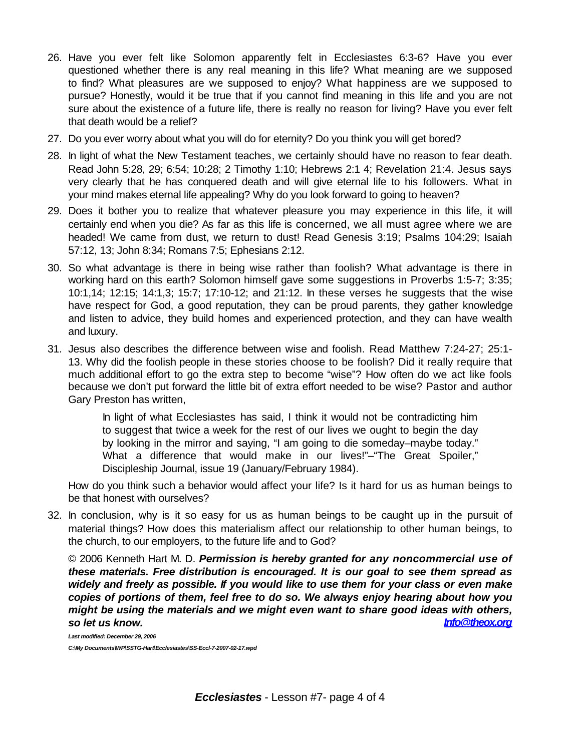26. Have you ever felt like Solomon apparently felt in Ecclesiastes 6:3-6? Have you ever questioned whether there is any real meaning in this life? What meaning are we supposed to find? What pleasures are we supposed to enjoy? What happiness are we supposed to pursue? Honestly, would it be true that if you cannot find meaning in this life and you are not sure about the existence of a future life, there is really no reason for living? Have you ever felt that death would be a relief?

27. Do you ever worry about what you will do for eternity? Do you think you will get bored?

28. In light of what the New Testament teaches, we certainly should have no reason to fear death. Read John 5:28, 29; 6:54; 10:28; 2 Timothy 1:10; Hebrews 2:1 4; Revelation 21:4. Jesus says very clearly that he has conquered death and will give eternal life to his followers. What in your mind makes eternal life appealing? Why do you look forward to going to heaven?

29. Does it bother you to realize that whatever pleasure you may experience in this life, it will certainly end when you die? As far as this life is concerned, we all must agree where we are headed! We came from dust, we return to dust! Read Genesis 3:19; Psalms 104:29; Isaiah 57:12, 13; John 8:34; Romans 7:5; Ephesians 2:12.

30. So what advantage is there in being wise rather than foolish? What advantage is there in working hard on this earth? Solomon himself gave some suggestions in Proverbs 1:5-7; 3:35; 10:1,14; 12:15; 14:1,3; 15:7; 17:10-12; and 21:12. In these verses he suggests that the wise have respect for God, a good reputation, they can be proud parents, they gather knowledge and listen to advice, they build homes and experienced protection, and they can have wealth and luxury.

31. Jesus also describes the difference between wise and foolish. Read Matthew 7:24-27; 25:1-13. Why did the foolish people in these stories choose to be foolish? Did it really require that much additional effort to go the extra step to become "wise"? How often do we act like fools because we don't put forward the little bit of extra effort needed to be wise? Pastor and author Gary Preston has written,

    > In light of what Ecclesiastes has said, I think it would not be contradicting him to suggest that twice a week for the rest of our lives we ought to begin the day by looking in the mirror and saying, "I am going to die someday–maybe today." What a difference that would make in our lives!"–"The Great Spoiler," Discipleship Journal, issue 19 (January/February 1984).

    How do you think such a behavior would affect your life? Is it hard for us as human beings to be that honest with ourselves?

32. In conclusion, why is it so easy for us as human beings to be caught up in the pursuit of material things? How does this materialism affect our relationship to other human beings, to the church, to our employers, to the future life and to God?

© 2006 Kenneth Hart M. D. ***Permission is hereby granted for any noncommercial use of these materials. Free distribution is encouraged. It is our goal to see them spread as widely and freely as possible. If you would like to use them for your class or even make copies of portions of them, feel free to do so. We always enjoy hearing about how you might be using the materials and we might even want to share good ideas with others, so let us know.*** ***Info@theox.org***

***Last modified: December 29, 2006***

***C:\My Documents\WP\SSTG-Hart\Ecclesiastes\SS-Eccl-7-2007-02-17.wpd***